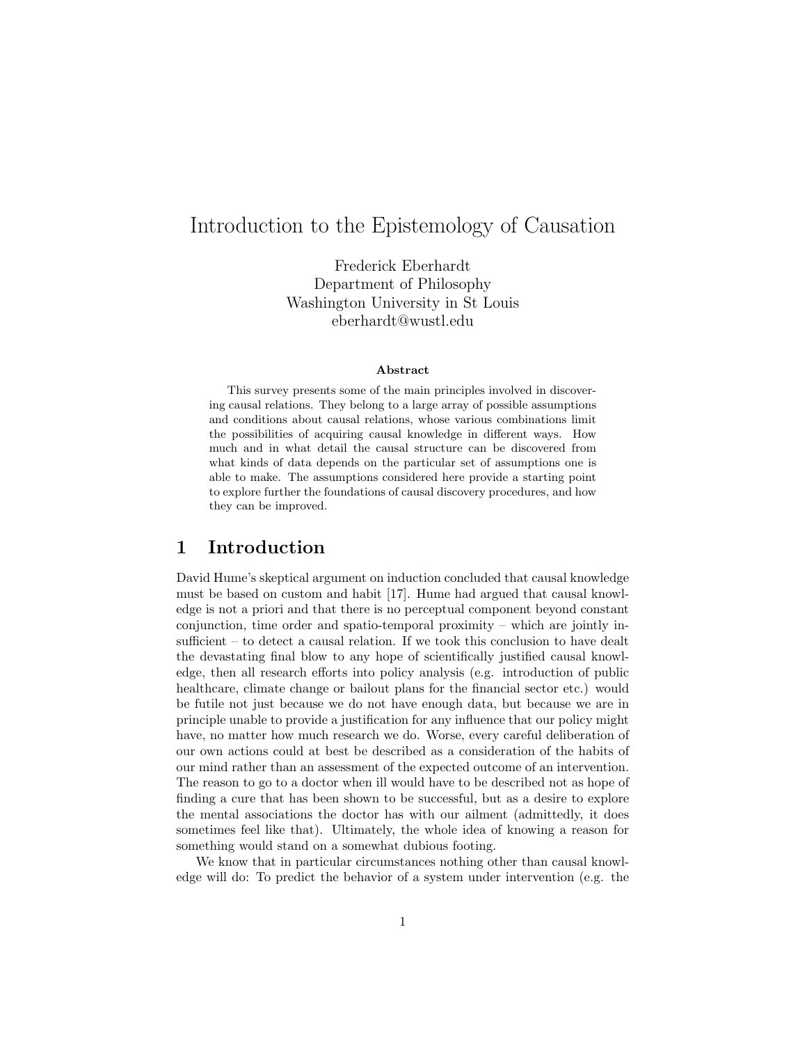# Introduction to the Epistemology of Causation

Frederick Eberhardt
Department of Philosophy
Washington University in St Louis
eberhardt@wustl.edu

**Abstract**

This survey presents some of the main principles involved in discovering causal relations. They belong to a large array of possible assumptions and conditions about causal relations, whose various combinations limit the possibilities of acquiring causal knowledge in different ways. How much and in what detail the causal structure can be discovered from what kinds of data depends on the particular set of assumptions one is able to make. The assumptions considered here provide a starting point to explore further the foundations of causal discovery procedures, and how they can be improved.

## 1 Introduction

David Hume's skeptical argument on induction concluded that causal knowledge must be based on custom and habit [17]. Hume had argued that causal knowledge is not a priori and that there is no perceptual component beyond constant conjunction, time order and spatio-temporal proximity – which are jointly insufficient – to detect a causal relation. If we took this conclusion to have dealt the devastating final blow to any hope of scientifically justified causal knowledge, then all research efforts into policy analysis (e.g. introduction of public healthcare, climate change or bailout plans for the financial sector etc.) would be futile not just because we do not have enough data, but because we are in principle unable to provide a justification for any influence that our policy might have, no matter how much research we do. Worse, every careful deliberation of our own actions could at best be described as a consideration of the habits of our mind rather than an assessment of the expected outcome of an intervention. The reason to go to a doctor when ill would have to be described not as hope of finding a cure that has been shown to be successful, but as a desire to explore the mental associations the doctor has with our ailment (admittedly, it does sometimes feel like that). Ultimately, the whole idea of knowing a reason for something would stand on a somewhat dubious footing.

We know that in particular circumstances nothing other than causal knowledge will do: To predict the behavior of a system under intervention (e.g. the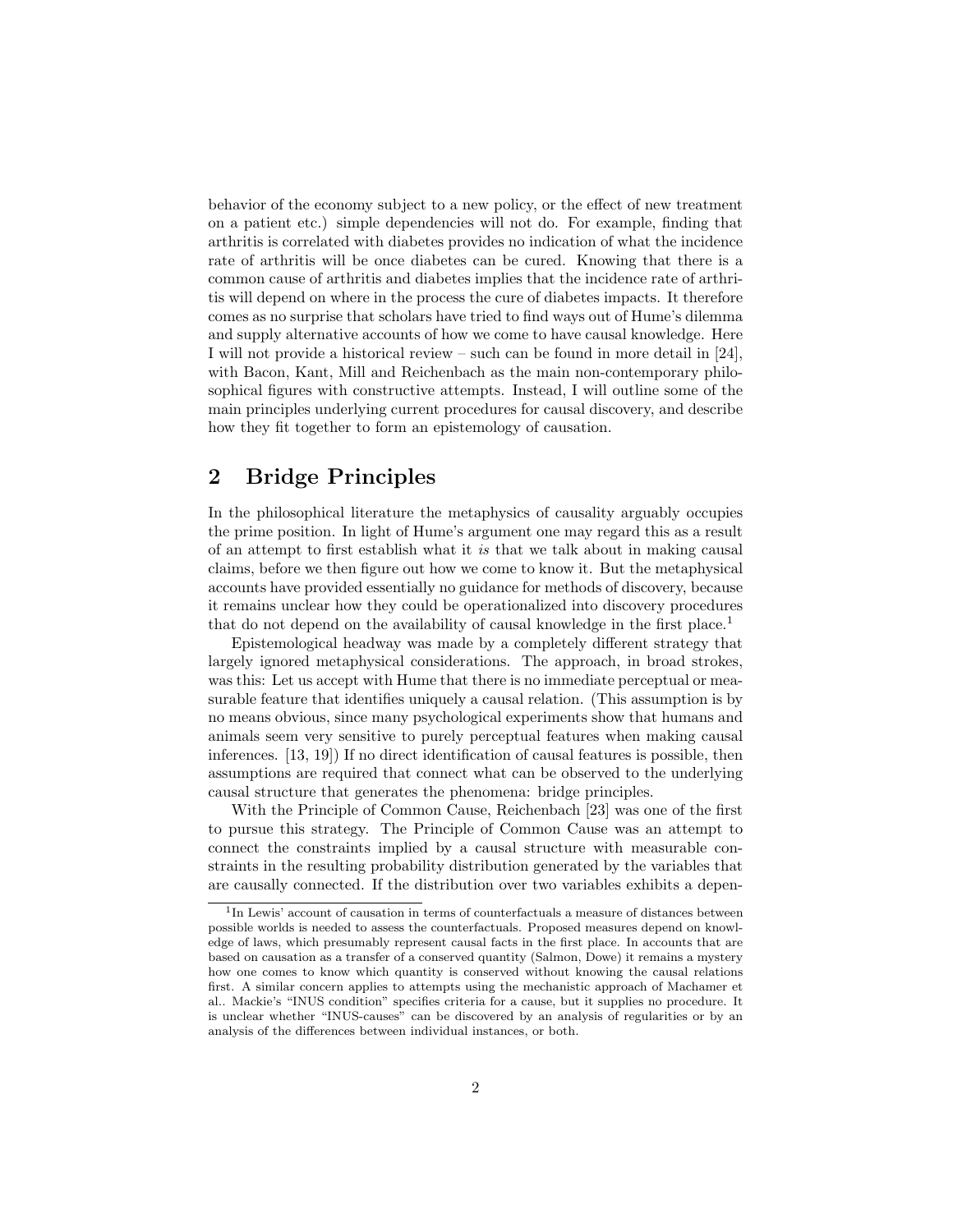behavior of the economy subject to a new policy, or the effect of new treatment on a patient etc.) simple dependencies will not do. For example, finding that arthritis is correlated with diabetes provides no indication of what the incidence rate of arthritis will be once diabetes can be cured. Knowing that there is a common cause of arthritis and diabetes implies that the incidence rate of arthritis will depend on where in the process the cure of diabetes impacts. It therefore comes as no surprise that scholars have tried to find ways out of Hume's dilemma and supply alternative accounts of how we come to have causal knowledge. Here I will not provide a historical review – such can be found in more detail in [24], with Bacon, Kant, Mill and Reichenbach as the main non-contemporary philosophical figures with constructive attempts. Instead, I will outline some of the main principles underlying current procedures for causal discovery, and describe how they fit together to form an epistemology of causation.

## 2 Bridge Principles

In the philosophical literature the metaphysics of causality arguably occupies the prime position. In light of Hume's argument one may regard this as a result of an attempt to first establish what it *is* that we talk about in making causal claims, before we then figure out how we come to know it. But the metaphysical accounts have provided essentially no guidance for methods of discovery, because it remains unclear how they could be operationalized into discovery procedures that do not depend on the availability of causal knowledge in the first place.[1]

Epistemological headway was made by a completely different strategy that largely ignored metaphysical considerations. The approach, in broad strokes, was this: Let us accept with Hume that there is no immediate perceptual or measurable feature that identifies uniquely a causal relation. (This assumption is by no means obvious, since many psychological experiments show that humans and animals seem very sensitive to purely perceptual features when making causal inferences. [13, 19]) If no direct identification of causal features is possible, then assumptions are required that connect what can be observed to the underlying causal structure that generates the phenomena: bridge principles.

With the Principle of Common Cause, Reichenbach [23] was one of the first to pursue this strategy. The Principle of Common Cause was an attempt to connect the constraints implied by a causal structure with measurable constraints in the resulting probability distribution generated by the variables that are causally connected. If the distribution over two variables exhibits a depen-

[1] In Lewis' account of causation in terms of counterfactuals a measure of distances between possible worlds is needed to assess the counterfactuals. Proposed measures depend on knowledge of laws, which presumably represent causal facts in the first place. In accounts that are based on causation as a transfer of a conserved quantity (Salmon, Dowe) it remains a mystery how one comes to know which quantity is conserved without knowing the causal relations first. A similar concern applies to attempts using the mechanistic approach of Machamer et al.. Mackie's "INUS condition" specifies criteria for a cause, but it supplies no procedure. It is unclear whether "INUS-causes" can be discovered by an analysis of regularities or by an analysis of the differences between individual instances, or both.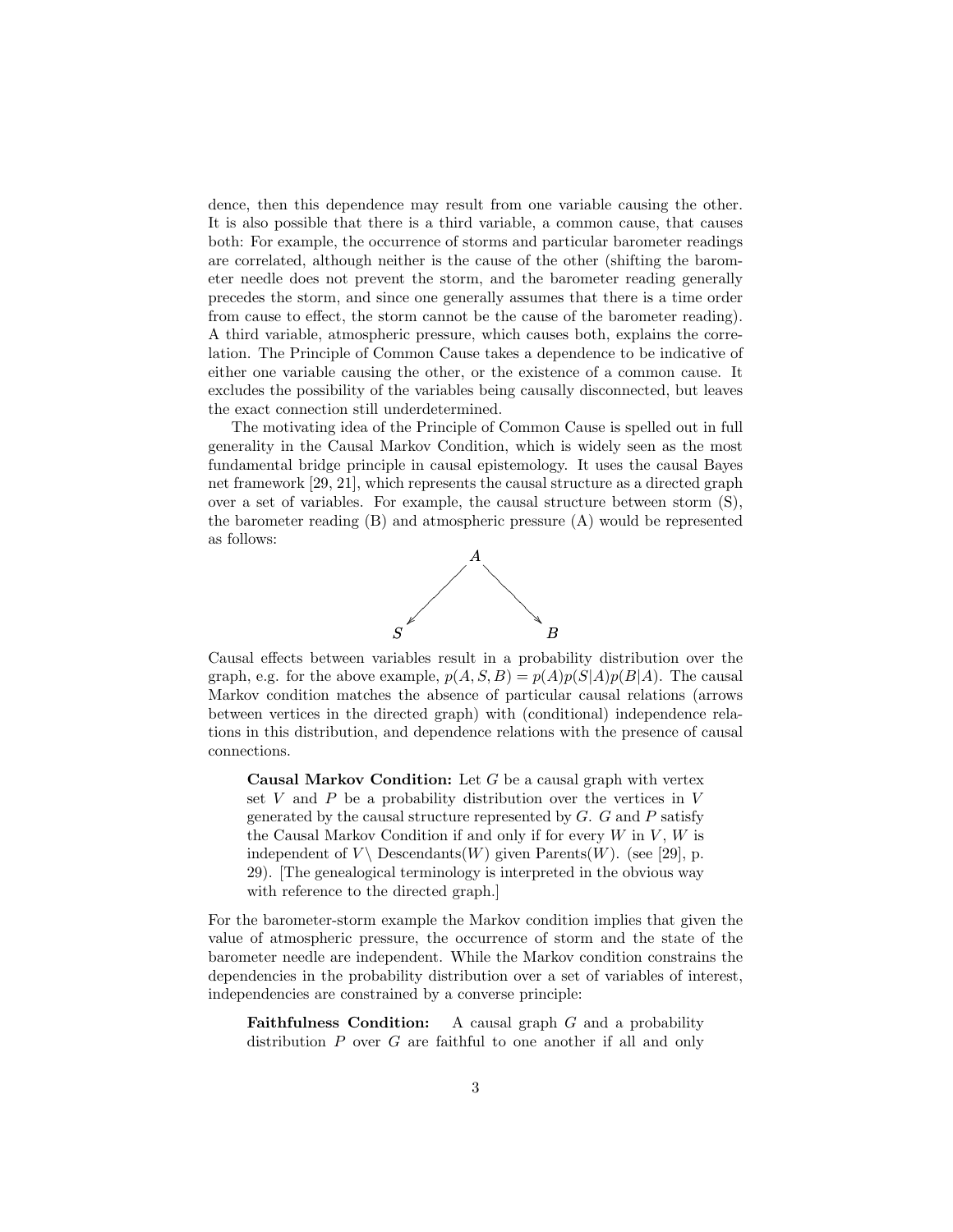dence, then this dependence may result from one variable causing the other. It is also possible that there is a third variable, a common cause, that causes both: For example, the occurrence of storms and particular barometer readings are correlated, although neither is the cause of the other (shifting the barometer needle does not prevent the storm, and the barometer reading generally precedes the storm, and since one generally assumes that there is a time order from cause to effect, the storm cannot be the cause of the barometer reading). A third variable, atmospheric pressure, which causes both, explains the correlation. The Principle of Common Cause takes a dependence to be indicative of either one variable causing the other, or the existence of a common cause. It excludes the possibility of the variables being causally disconnected, but leaves the exact connection still underdetermined.

The motivating idea of the Principle of Common Cause is spelled out in full generality in the Causal Markov Condition, which is widely seen as the most fundamental bridge principle in causal epistemology. It uses the causal Bayes net framework [29, 21], which represents the causal structure as a directed graph over a set of variables. For example, the causal structure between storm (S), the barometer reading (B) and atmospheric pressure (A) would be represented as follows:

$$S \leftarrow A \rightarrow B$$

Causal effects between variables result in a probability distribution over the graph, e.g. for the above example, $p(A, S, B) = p(A)p(S|A)p(B|A)$. The causal Markov condition matches the absence of particular causal relations (arrows between vertices in the directed graph) with (conditional) independence relations in this distribution, and dependence relations with the presence of causal connections.

> **Causal Markov Condition:** Let $G$ be a causal graph with vertex set $V$ and $P$ be a probability distribution over the vertices in $V$ generated by the causal structure represented by $G$. $G$ and $P$ satisfy the Causal Markov Condition if and only if for every $W$ in $V$, $W$ is independent of $V \setminus$ Descendants($W$) given Parents($W$). (see [29], p. 29). [The genealogical terminology is interpreted in the obvious way with reference to the directed graph.]

For the barometer-storm example the Markov condition implies that given the value of atmospheric pressure, the occurrence of storm and the state of the barometer needle are independent. While the Markov condition constrains the dependencies in the probability distribution over a set of variables of interest, independencies are constrained by a converse principle:

> **Faithfulness Condition:** A causal graph $G$ and a probability distribution $P$ over $G$ are faithful to one another if all and only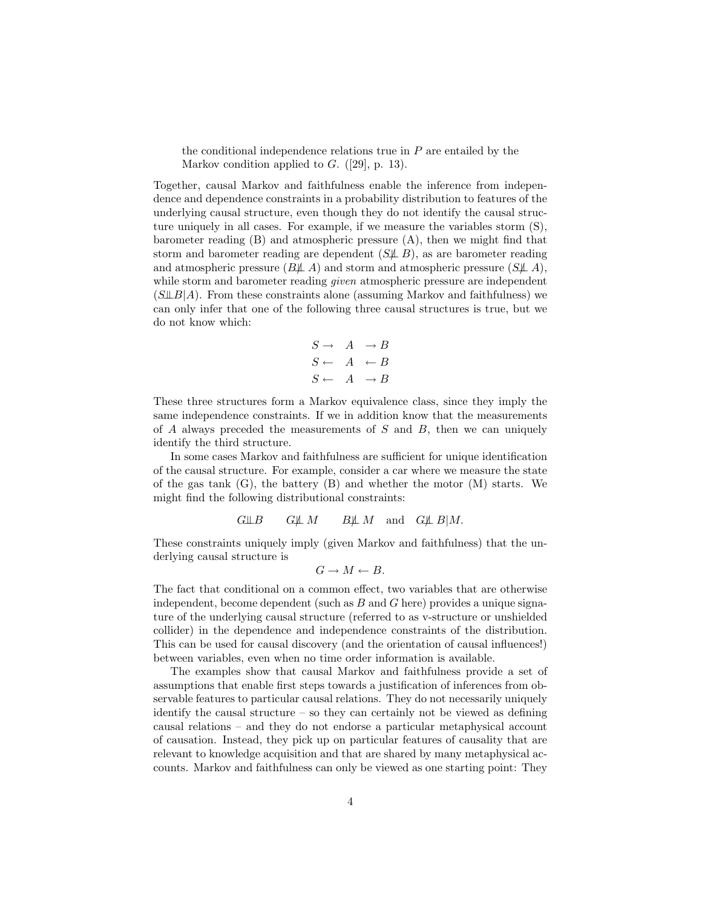the conditional independence relations true in $P$ are entailed by the Markov condition applied to $G$. ([29], p. 13).

Together, causal Markov and faithfulness enable the inference from independence and dependence constraints in a probability distribution to features of the underlying causal structure, even though they do not identify the causal structure uniquely in all cases. For example, if we measure the variables storm (S), barometer reading (B) and atmospheric pressure (A), then we might find that storm and barometer reading are dependent ($S \not\perp\!\!\!\perp B$), as are barometer reading and atmospheric pressure ($B \not\perp\!\!\!\perp A$) and storm and atmospheric pressure ($S \not\perp\!\!\!\perp A$), while storm and barometer reading *given* atmospheric pressure are independent ($S \perp\!\!\!\perp B | A$). From these constraints alone (assuming Markov and faithfulness) we can only infer that one of the following three causal structures is true, but we do not know which:

$$
\begin{aligned}
S \rightarrow \quad & A \quad \rightarrow B \\
S \leftarrow \quad & A \quad \leftarrow B \\
S \leftarrow \quad & A \quad \rightarrow B
\end{aligned}
$$

These three structures form a Markov equivalence class, since they imply the same independence constraints. If we in addition know that the measurements of $A$ always preceded the measurements of $S$ and $B$, then we can uniquely identify the third structure.

In some cases Markov and faithfulness are sufficient for unique identification of the causal structure. For example, consider a car where we measure the state of the gas tank (G), the battery (B) and whether the motor (M) starts. We might find the following distributional constraints:

$$
G \perp\!\!\!\perp B \qquad G \not\perp\!\!\!\perp M \qquad B \not\perp\!\!\!\perp M \quad \text{and} \quad G \not\perp\!\!\!\perp B | M.
$$

These constraints uniquely imply (given Markov and faithfulness) that the underlying causal structure is

$$
G \rightarrow M \leftarrow B.
$$

The fact that conditional on a common effect, two variables that are otherwise independent, become dependent (such as $B$ and $G$ here) provides a unique signature of the underlying causal structure (referred to as v-structure or unshielded collider) in the dependence and independence constraints of the distribution. This can be used for causal discovery (and the orientation of causal influences!) between variables, even when no time order information is available.

The examples show that causal Markov and faithfulness provide a set of assumptions that enable first steps towards a justification of inferences from observable features to particular causal relations. They do not necessarily uniquely identify the causal structure – so they can certainly not be viewed as defining causal relations – and they do not endorse a particular metaphysical account of causation. Instead, they pick up on particular features of causality that are relevant to knowledge acquisition and that are shared by many metaphysical accounts. Markov and faithfulness can only be viewed as one starting point: They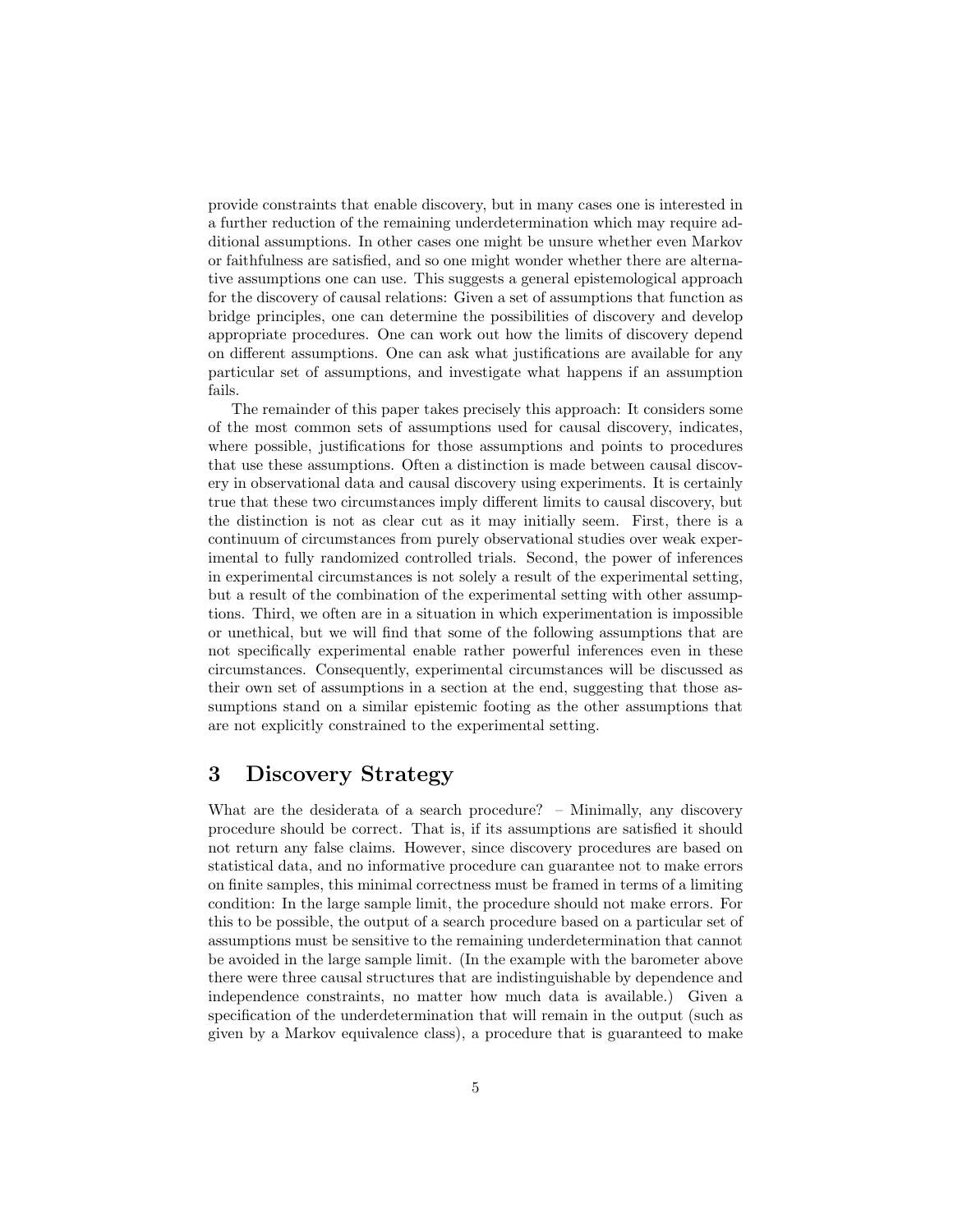provide constraints that enable discovery, but in many cases one is interested in a further reduction of the remaining underdetermination which may require additional assumptions. In other cases one might be unsure whether even Markov or faithfulness are satisfied, and so one might wonder whether there are alternative assumptions one can use. This suggests a general epistemological approach for the discovery of causal relations: Given a set of assumptions that function as bridge principles, one can determine the possibilities of discovery and develop appropriate procedures. One can work out how the limits of discovery depend on different assumptions. One can ask what justifications are available for any particular set of assumptions, and investigate what happens if an assumption fails.

The remainder of this paper takes precisely this approach: It considers some of the most common sets of assumptions used for causal discovery, indicates, where possible, justifications for those assumptions and points to procedures that use these assumptions. Often a distinction is made between causal discovery in observational data and causal discovery using experiments. It is certainly true that these two circumstances imply different limits to causal discovery, but the distinction is not as clear cut as it may initially seem. First, there is a continuum of circumstances from purely observational studies over weak experimental to fully randomized controlled trials. Second, the power of inferences in experimental circumstances is not solely a result of the experimental setting, but a result of the combination of the experimental setting with other assumptions. Third, we often are in a situation in which experimentation is impossible or unethical, but we will find that some of the following assumptions that are not specifically experimental enable rather powerful inferences even in these circumstances. Consequently, experimental circumstances will be discussed as their own set of assumptions in a section at the end, suggesting that those assumptions stand on a similar epistemic footing as the other assumptions that are not explicitly constrained to the experimental setting.

# 3 Discovery Strategy

What are the desiderata of a search procedure? – Minimally, any discovery procedure should be correct. That is, if its assumptions are satisfied it should not return any false claims. However, since discovery procedures are based on statistical data, and no informative procedure can guarantee not to make errors on finite samples, this minimal correctness must be framed in terms of a limiting condition: In the large sample limit, the procedure should not make errors. For this to be possible, the output of a search procedure based on a particular set of assumptions must be sensitive to the remaining underdetermination that cannot be avoided in the large sample limit. (In the example with the barometer above there were three causal structures that are indistinguishable by dependence and independence constraints, no matter how much data is available.) Given a specification of the underdetermination that will remain in the output (such as given by a Markov equivalence class), a procedure that is guaranteed to make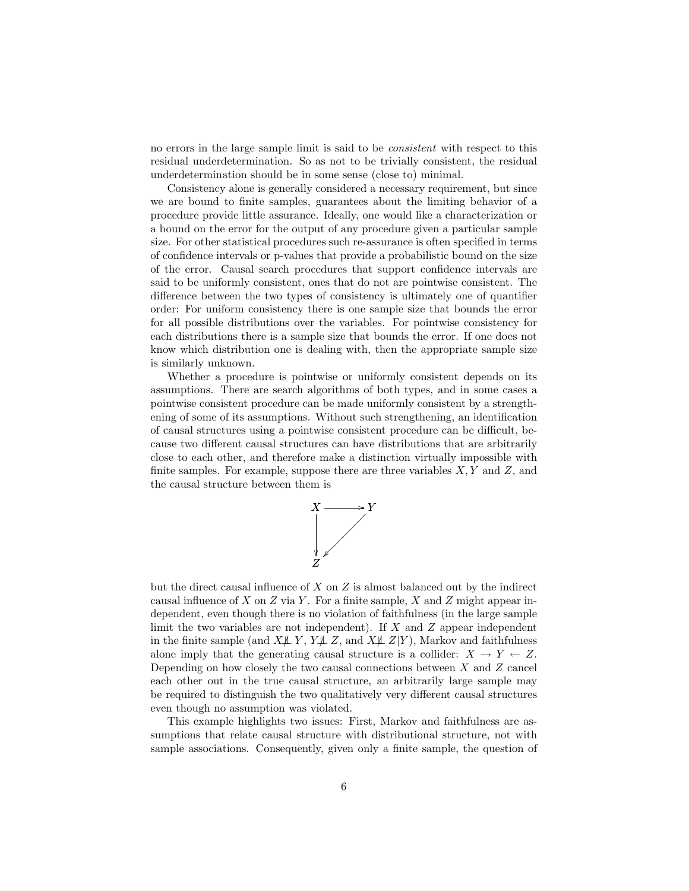no errors in the large sample limit is said to be *consistent* with respect to this residual underdetermination. So as not to be trivially consistent, the residual underdetermination should be in some sense (close to) minimal.

Consistency alone is generally considered a necessary requirement, but since we are bound to finite samples, guarantees about the limiting behavior of a procedure provide little assurance. Ideally, one would like a characterization or a bound on the error for the output of any procedure given a particular sample size. For other statistical procedures such re-assurance is often specified in terms of confidence intervals or p-values that provide a probabilistic bound on the size of the error. Causal search procedures that support confidence intervals are said to be uniformly consistent, ones that do not are pointwise consistent. The difference between the two types of consistency is ultimately one of quantifier order: For uniform consistency there is one sample size that bounds the error for all possible distributions over the variables. For pointwise consistency for each distributions there is a sample size that bounds the error. If one does not know which distribution one is dealing with, then the appropriate sample size is similarly unknown.

Whether a procedure is pointwise or uniformly consistent depends on its assumptions. There are search algorithms of both types, and in some cases a pointwise consistent procedure can be made uniformly consistent by a strengthening of some of its assumptions. Without such strengthening, an identification of causal structures using a pointwise consistent procedure can be difficult, because two different causal structures can have distributions that are arbitrarily close to each other, and therefore make a distinction virtually impossible with finite samples. For example, suppose there are three variables $X, Y$ and $Z$, and the causal structure between them is

$$X \rightarrow Y, \quad X \rightarrow Z, \quad Y \rightarrow Z$$

but the direct causal influence of $X$ on $Z$ is almost balanced out by the indirect causal influence of $X$ on $Z$ via $Y$. For a finite sample, $X$ and $Z$ might appear independent, even though there is no violation of faithfulness (in the large sample limit the two variables are not independent). If $X$ and $Z$ appear independent in the finite sample (and $X \not\perp\!\!\!\perp Y$, $Y \not\perp\!\!\!\perp Z$, and $X \not\perp\!\!\!\perp Z|Y$), Markov and faithfulness alone imply that the generating causal structure is a collider: $X \rightarrow Y \leftarrow Z$. Depending on how closely the two causal connections between $X$ and $Z$ cancel each other out in the true causal structure, an arbitrarily large sample may be required to distinguish the two qualitatively very different causal structures even though no assumption was violated.

This example highlights two issues: First, Markov and faithfulness are assumptions that relate causal structure with distributional structure, not with sample associations. Consequently, given only a finite sample, the question of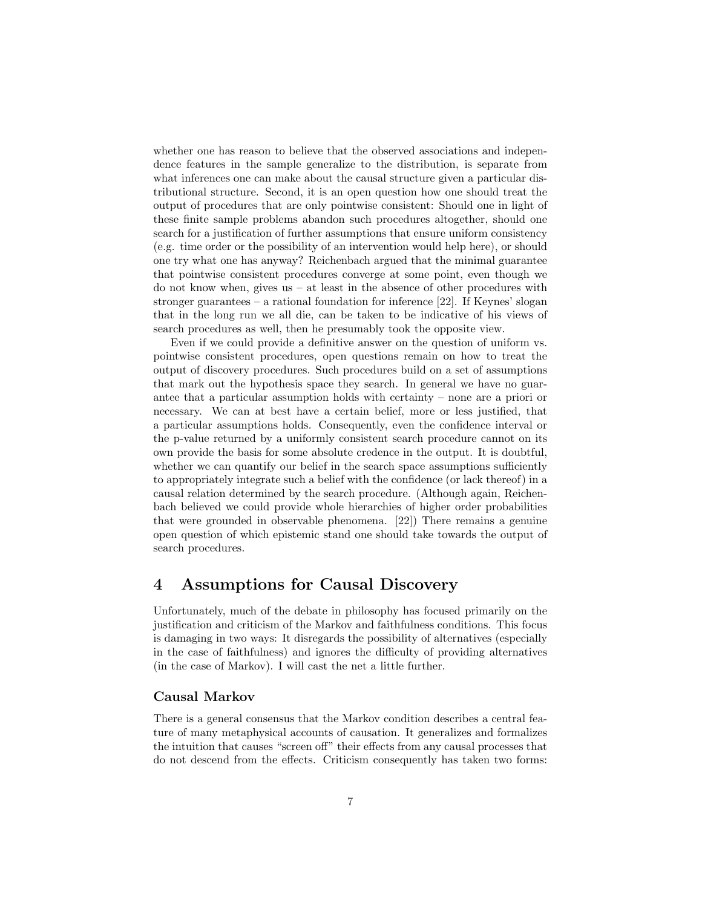whether one has reason to believe that the observed associations and independence features in the sample generalize to the distribution, is separate from what inferences one can make about the causal structure given a particular distributional structure. Second, it is an open question how one should treat the output of procedures that are only pointwise consistent: Should one in light of these finite sample problems abandon such procedures altogether, should one search for a justification of further assumptions that ensure uniform consistency (e.g. time order or the possibility of an intervention would help here), or should one try what one has anyway? Reichenbach argued that the minimal guarantee that pointwise consistent procedures converge at some point, even though we do not know when, gives us – at least in the absence of other procedures with stronger guarantees – a rational foundation for inference [22]. If Keynes' slogan that in the long run we all die, can be taken to be indicative of his views of search procedures as well, then he presumably took the opposite view.

Even if we could provide a definitive answer on the question of uniform vs. pointwise consistent procedures, open questions remain on how to treat the output of discovery procedures. Such procedures build on a set of assumptions that mark out the hypothesis space they search. In general we have no guarantee that a particular assumption holds with certainty – none are a priori or necessary. We can at best have a certain belief, more or less justified, that a particular assumptions holds. Consequently, even the confidence interval or the p-value returned by a uniformly consistent search procedure cannot on its own provide the basis for some absolute credence in the output. It is doubtful, whether we can quantify our belief in the search space assumptions sufficiently to appropriately integrate such a belief with the confidence (or lack thereof) in a causal relation determined by the search procedure. (Although again, Reichenbach believed we could provide whole hierarchies of higher order probabilities that were grounded in observable phenomena. [22]) There remains a genuine open question of which epistemic stand one should take towards the output of search procedures.

# 4 Assumptions for Causal Discovery

Unfortunately, much of the debate in philosophy has focused primarily on the justification and criticism of the Markov and faithfulness conditions. This focus is damaging in two ways: It disregards the possibility of alternatives (especially in the case of faithfulness) and ignores the difficulty of providing alternatives (in the case of Markov). I will cast the net a little further.

### Causal Markov

There is a general consensus that the Markov condition describes a central feature of many metaphysical accounts of causation. It generalizes and formalizes the intuition that causes "screen off" their effects from any causal processes that do not descend from the effects. Criticism consequently has taken two forms: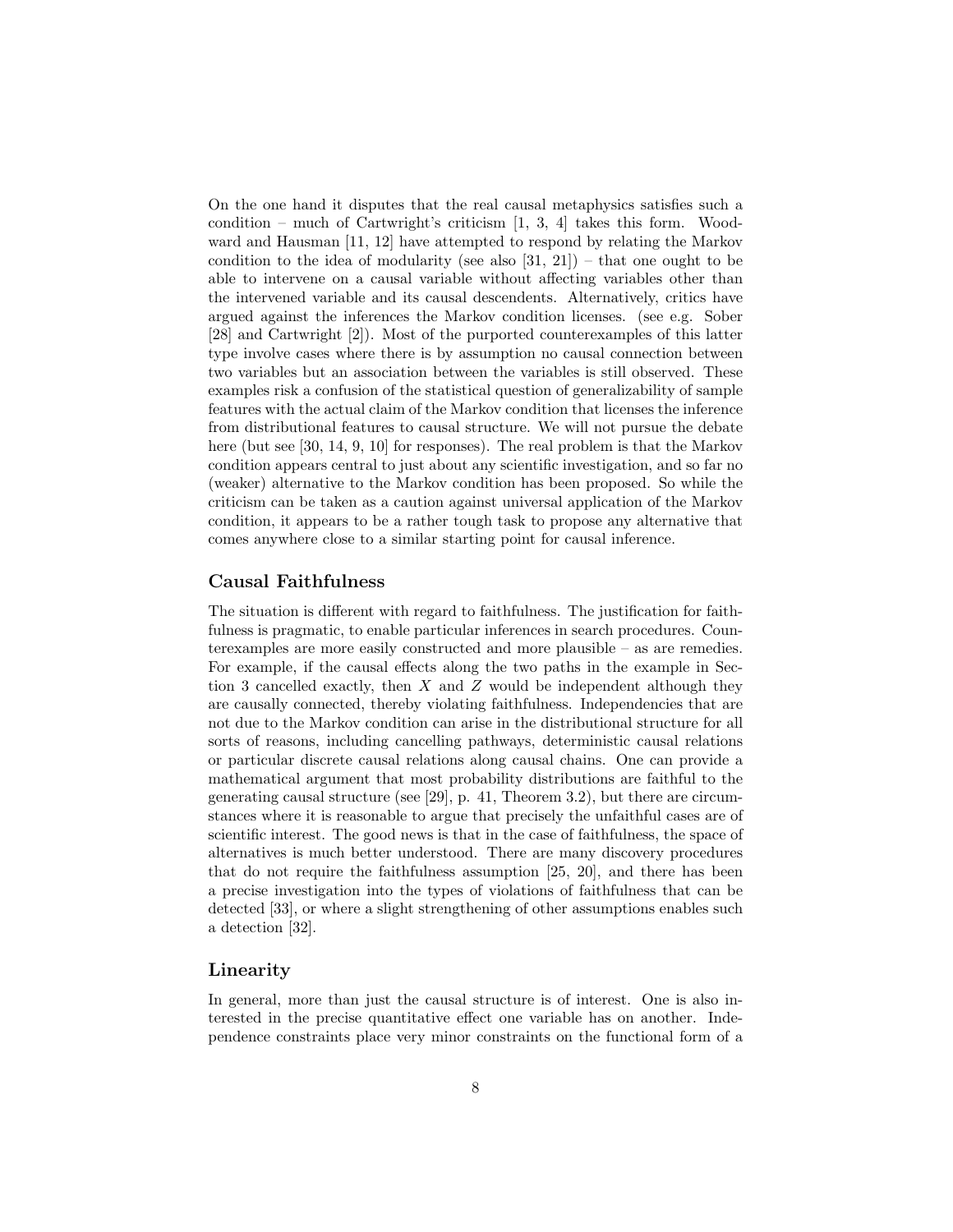On the one hand it disputes that the real causal metaphysics satisfies such a condition – much of Cartwright's criticism [1, 3, 4] takes this form. Woodward and Hausman [11, 12] have attempted to respond by relating the Markov condition to the idea of modularity (see also [31, 21]) – that one ought to be able to intervene on a causal variable without affecting variables other than the intervened variable and its causal descendents. Alternatively, critics have argued against the inferences the Markov condition licenses. (see e.g. Sober [28] and Cartwright [2]). Most of the purported counterexamples of this latter type involve cases where there is by assumption no causal connection between two variables but an association between the variables is still observed. These examples risk a confusion of the statistical question of generalizability of sample features with the actual claim of the Markov condition that licenses the inference from distributional features to causal structure. We will not pursue the debate here (but see [30, 14, 9, 10] for responses). The real problem is that the Markov condition appears central to just about any scientific investigation, and so far no (weaker) alternative to the Markov condition has been proposed. So while the criticism can be taken as a caution against universal application of the Markov condition, it appears to be a rather tough task to propose any alternative that comes anywhere close to a similar starting point for causal inference.

### Causal Faithfulness

The situation is different with regard to faithfulness. The justification for faithfulness is pragmatic, to enable particular inferences in search procedures. Counterexamples are more easily constructed and more plausible – as are remedies. For example, if the causal effects along the two paths in the example in Section 3 cancelled exactly, then $X$ and $Z$ would be independent although they are causally connected, thereby violating faithfulness. Independencies that are not due to the Markov condition can arise in the distributional structure for all sorts of reasons, including cancelling pathways, deterministic causal relations or particular discrete causal relations along causal chains. One can provide a mathematical argument that most probability distributions are faithful to the generating causal structure (see [29], p. 41, Theorem 3.2), but there are circumstances where it is reasonable to argue that precisely the unfaithful cases are of scientific interest. The good news is that in the case of faithfulness, the space of alternatives is much better understood. There are many discovery procedures that do not require the faithfulness assumption [25, 20], and there has been a precise investigation into the types of violations of faithfulness that can be detected [33], or where a slight strengthening of other assumptions enables such a detection [32].

### Linearity

In general, more than just the causal structure is of interest. One is also interested in the precise quantitative effect one variable has on another. Independence constraints place very minor constraints on the functional form of a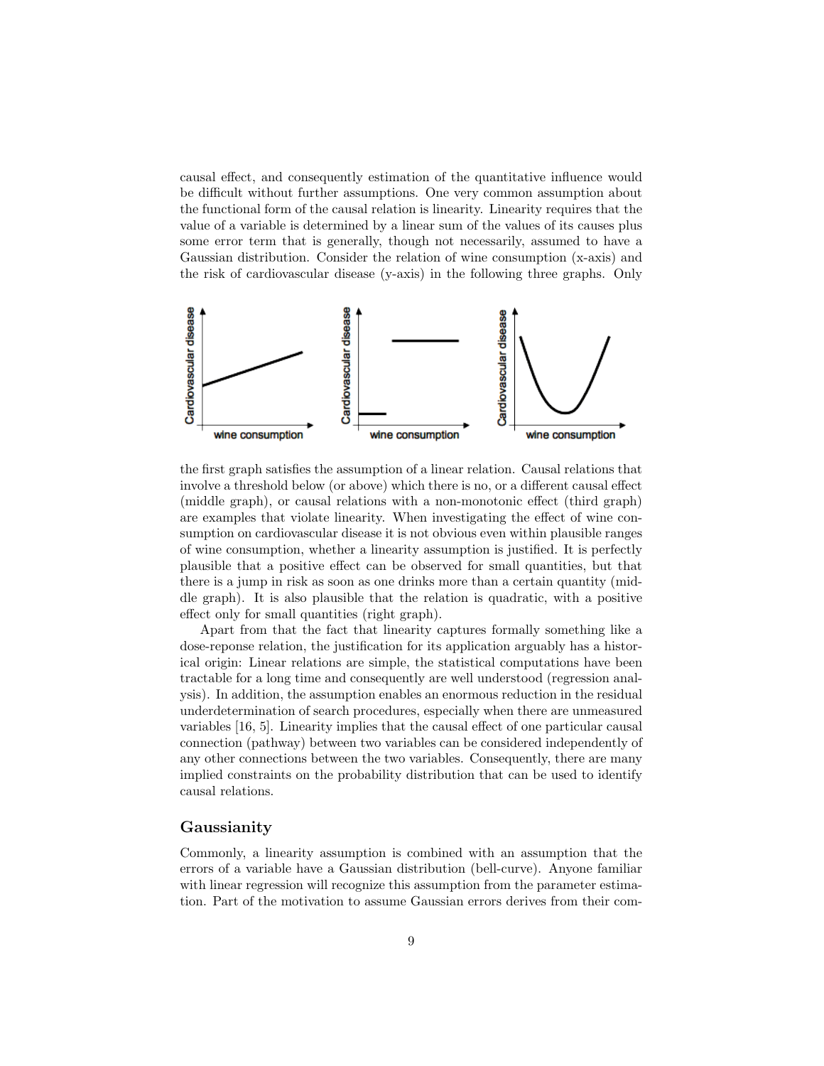causal effect, and consequently estimation of the quantitative influence would be difficult without further assumptions. One very common assumption about the functional form of the causal relation is linearity. Linearity requires that the value of a variable is determined by a linear sum of the values of its causes plus some error term that is generally, though not necessarily, assumed to have a Gaussian distribution. Consider the relation of wine consumption (x-axis) and the risk of cardiovascular disease (y-axis) in the following three graphs. Only the first graph satisfies the assumption of a linear relation. Causal relations that involve a threshold below (or above) which there is no, or a different causal effect (middle graph), or causal relations with a non-monotonic effect (third graph) are examples that violate linearity. When investigating the effect of wine consumption on cardiovascular disease it is not obvious even within plausible ranges of wine consumption, whether a linearity assumption is justified. It is perfectly plausible that a positive effect can be observed for small quantities, but that there is a jump in risk as soon as one drinks more than a certain quantity (middle graph). It is also plausible that the relation is quadratic, with a positive effect only for small quantities (right graph).

Apart from that the fact that linearity captures formally something like a dose-reponse relation, the justification for its application arguably has a historical origin: Linear relations are simple, the statistical computations have been tractable for a long time and consequently are well understood (regression analysis). In addition, the assumption enables an enormous reduction in the residual underdetermination of search procedures, especially when there are unmeasured variables [16, 5]. Linearity implies that the causal effect of one particular causal connection (pathway) between two variables can be considered independently of any other connections between the two variables. Consequently, there are many implied constraints on the probability distribution that can be used to identify causal relations.

## Gaussianity

Commonly, a linearity assumption is combined with an assumption that the errors of a variable have a Gaussian distribution (bell-curve). Anyone familiar with linear regression will recognize this assumption from the parameter estimation. Part of the motivation to assume Gaussian errors derives from their com-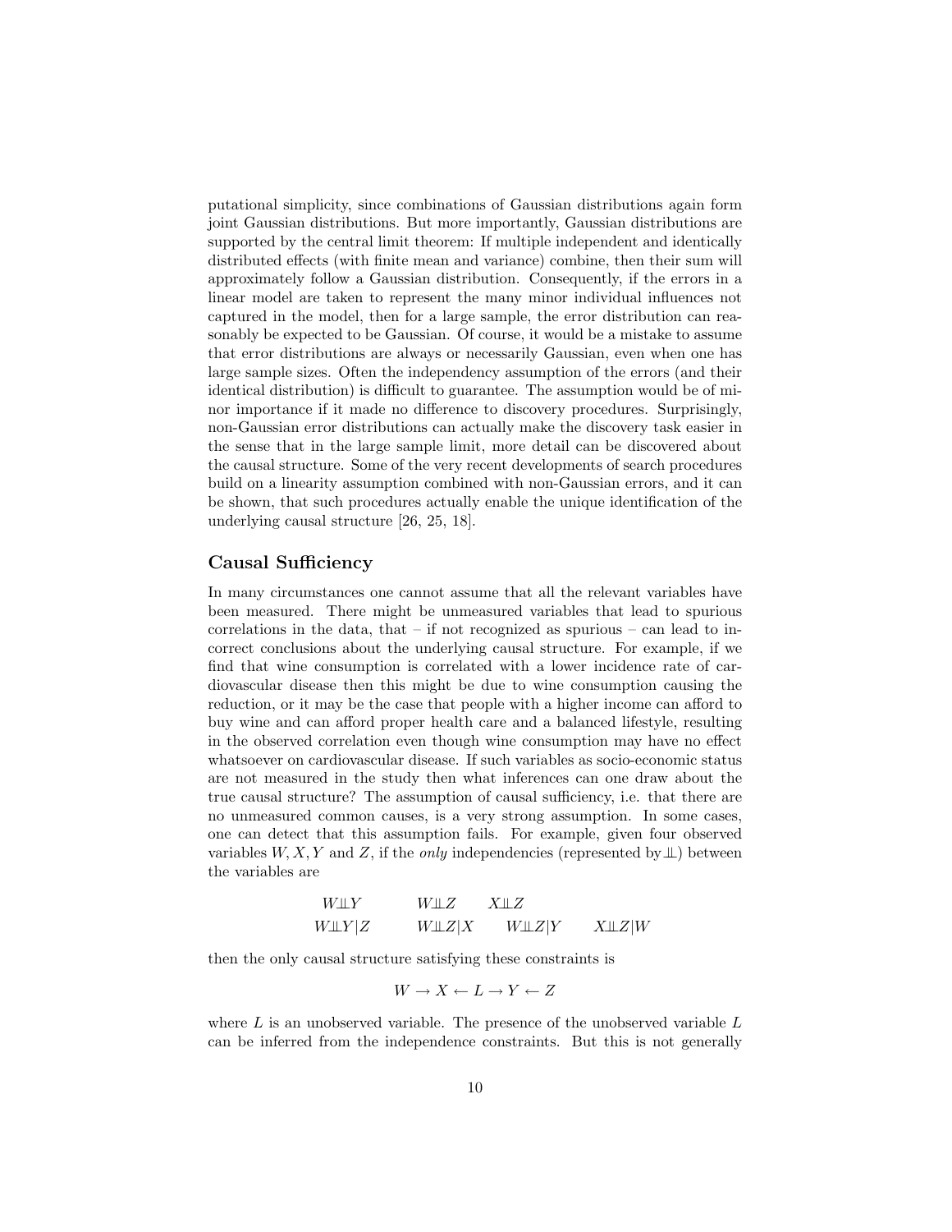putational simplicity, since combinations of Gaussian distributions again form joint Gaussian distributions. But more importantly, Gaussian distributions are supported by the central limit theorem: If multiple independent and identically distributed effects (with finite mean and variance) combine, then their sum will approximately follow a Gaussian distribution. Consequently, if the errors in a linear model are taken to represent the many minor individual influences not captured in the model, then for a large sample, the error distribution can reasonably be expected to be Gaussian. Of course, it would be a mistake to assume that error distributions are always or necessarily Gaussian, even when one has large sample sizes. Often the independency assumption of the errors (and their identical distribution) is difficult to guarantee. The assumption would be of minor importance if it made no difference to discovery procedures. Surprisingly, non-Gaussian error distributions can actually make the discovery task easier in the sense that in the large sample limit, more detail can be discovered about the causal structure. Some of the very recent developments of search procedures build on a linearity assumption combined with non-Gaussian errors, and it can be shown, that such procedures actually enable the unique identification of the underlying causal structure [26, 25, 18].

## Causal Sufficiency

In many circumstances one cannot assume that all the relevant variables have been measured. There might be unmeasured variables that lead to spurious correlations in the data, that – if not recognized as spurious – can lead to incorrect conclusions about the underlying causal structure. For example, if we find that wine consumption is correlated with a lower incidence rate of cardiovascular disease then this might be due to wine consumption causing the reduction, or it may be the case that people with a higher income can afford to buy wine and can afford proper health care and a balanced lifestyle, resulting in the observed correlation even though wine consumption may have no effect whatsoever on cardiovascular disease. If such variables as socio-economic status are not measured in the study then what inferences can one draw about the true causal structure? The assumption of causal sufficiency, i.e. that there are no unmeasured common causes, is a very strong assumption. In some cases, one can detect that this assumption fails. For example, given four observed variables $W, X, Y$ and $Z$, if the *only* independencies (represented by $\perp\!\!\!\perp$) between the variables are

$$W \perp\!\!\!\perp Y \qquad W \perp\!\!\!\perp Z \qquad X \perp\!\!\!\perp Z$$
$$W \perp\!\!\!\perp Y | Z \qquad W \perp\!\!\!\perp Z | X \qquad W \perp\!\!\!\perp Z | Y \qquad X \perp\!\!\!\perp Z | W$$

then the only causal structure satisfying these constraints is

$$W \rightarrow X \leftarrow L \rightarrow Y \leftarrow Z$$

where $L$ is an unobserved variable. The presence of the unobserved variable $L$ can be inferred from the independence constraints. But this is not generally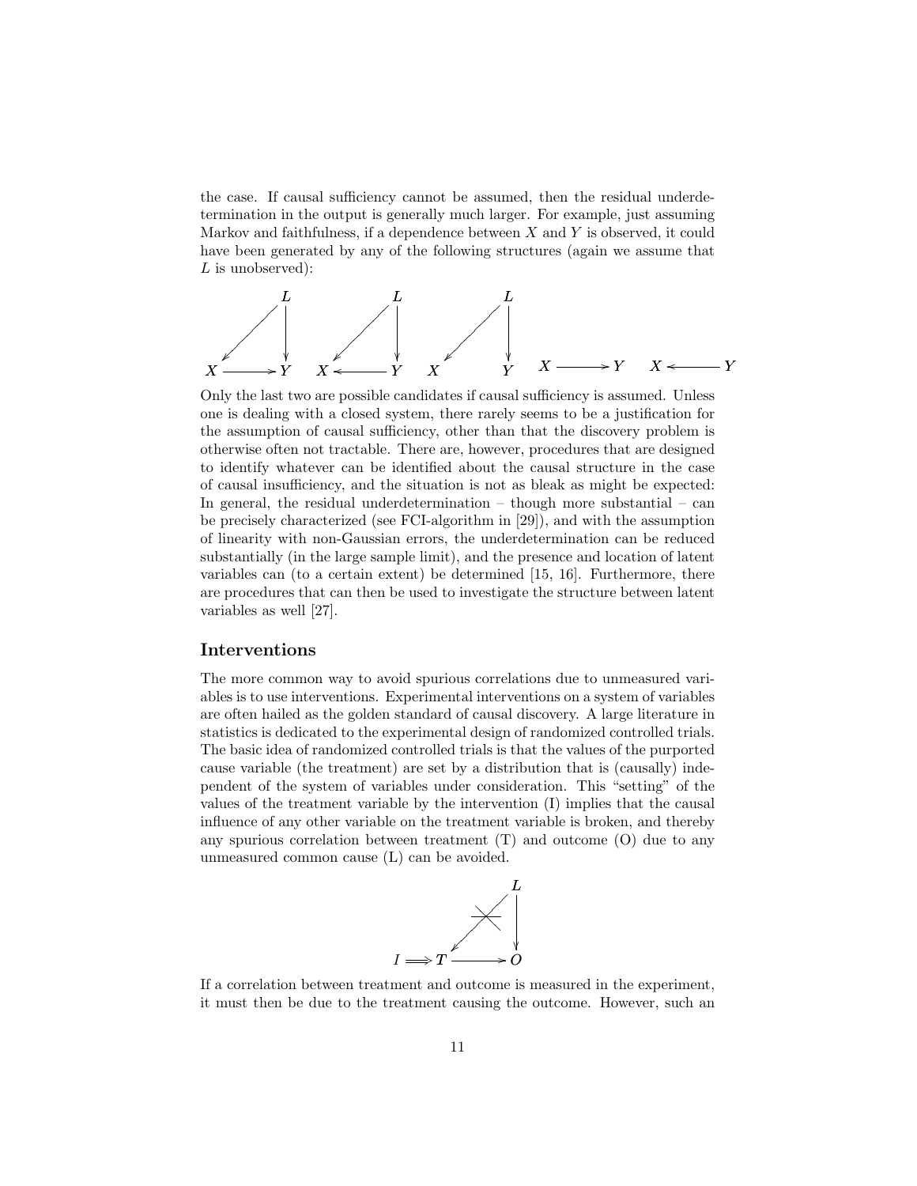the case. If causal sufficiency cannot be assumed, then the residual underdetermination in the output is generally much larger. For example, just assuming Markov and faithfulness, if a dependence between $X$ and $Y$ is observed, it could have been generated by any of the following structures (again we assume that $L$ is unobserved):

Only the last two are possible candidates if causal sufficiency is assumed. Unless one is dealing with a closed system, there rarely seems to be a justification for the assumption of causal sufficiency, other than that the discovery problem is otherwise often not tractable. There are, however, procedures that are designed to identify whatever can be identified about the causal structure in the case of causal insufficiency, and the situation is not as bleak as might be expected: In general, the residual underdetermination – though more substantial – can be precisely characterized (see FCI-algorithm in [29]), and with the assumption of linearity with non-Gaussian errors, the underdetermination can be reduced substantially (in the large sample limit), and the presence and location of latent variables can (to a certain extent) be determined [15, 16]. Furthermore, there are procedures that can then be used to investigate the structure between latent variables as well [27].

## Interventions

The more common way to avoid spurious correlations due to unmeasured variables is to use interventions. Experimental interventions on a system of variables are often hailed as the golden standard of causal discovery. A large literature in statistics is dedicated to the experimental design of randomized controlled trials. The basic idea of randomized controlled trials is that the values of the purported cause variable (the treatment) are set by a distribution that is (causally) independent of the system of variables under consideration. This "setting" of the values of the treatment variable by the intervention (I) implies that the causal influence of any other variable on the treatment variable is broken, and thereby any spurious correlation between treatment (T) and outcome (O) due to any unmeasured common cause (L) can be avoided.

If a correlation between treatment and outcome is measured in the experiment, it must then be due to the treatment causing the outcome. However, such an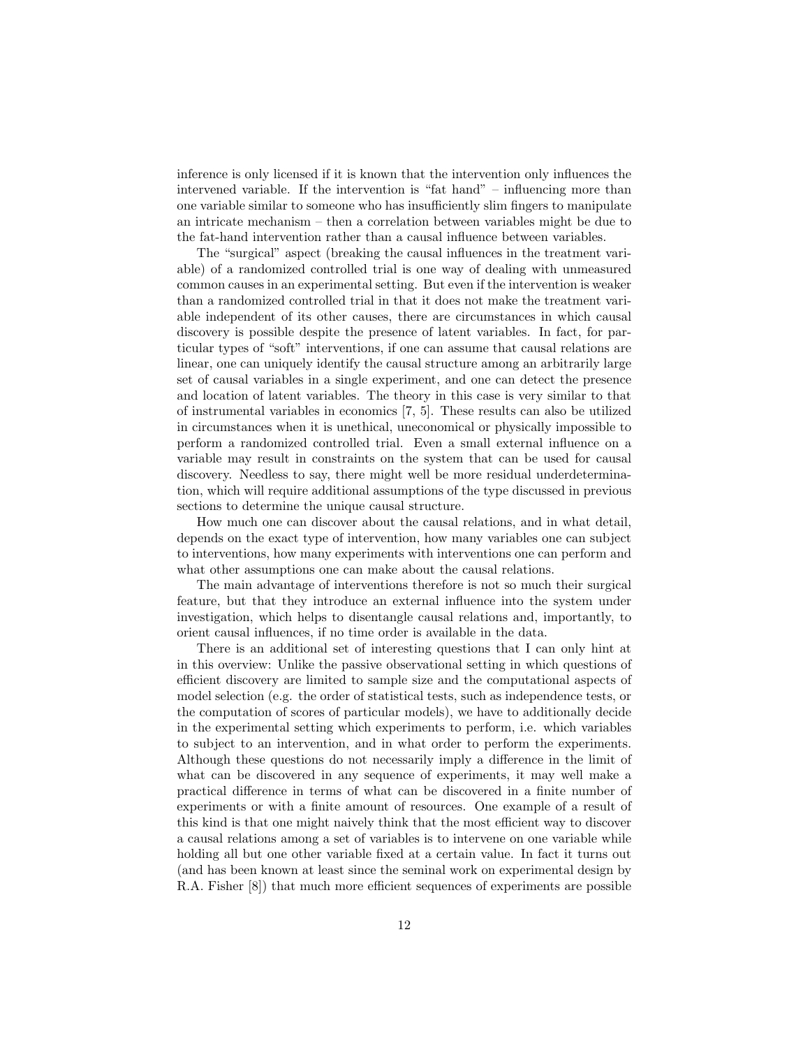inference is only licensed if it is known that the intervention only influences the intervened variable. If the intervention is "fat hand" – influencing more than one variable similar to someone who has insufficiently slim fingers to manipulate an intricate mechanism – then a correlation between variables might be due to the fat-hand intervention rather than a causal influence between variables.

The "surgical" aspect (breaking the causal influences in the treatment variable) of a randomized controlled trial is one way of dealing with unmeasured common causes in an experimental setting. But even if the intervention is weaker than a randomized controlled trial in that it does not make the treatment variable independent of its other causes, there are circumstances in which causal discovery is possible despite the presence of latent variables. In fact, for particular types of "soft" interventions, if one can assume that causal relations are linear, one can uniquely identify the causal structure among an arbitrarily large set of causal variables in a single experiment, and one can detect the presence and location of latent variables. The theory in this case is very similar to that of instrumental variables in economics [7, 5]. These results can also be utilized in circumstances when it is unethical, uneconomical or physically impossible to perform a randomized controlled trial. Even a small external influence on a variable may result in constraints on the system that can be used for causal discovery. Needless to say, there might well be more residual underdetermination, which will require additional assumptions of the type discussed in previous sections to determine the unique causal structure.

How much one can discover about the causal relations, and in what detail, depends on the exact type of intervention, how many variables one can subject to interventions, how many experiments with interventions one can perform and what other assumptions one can make about the causal relations.

The main advantage of interventions therefore is not so much their surgical feature, but that they introduce an external influence into the system under investigation, which helps to disentangle causal relations and, importantly, to orient causal influences, if no time order is available in the data.

There is an additional set of interesting questions that I can only hint at in this overview: Unlike the passive observational setting in which questions of efficient discovery are limited to sample size and the computational aspects of model selection (e.g. the order of statistical tests, such as independence tests, or the computation of scores of particular models), we have to additionally decide in the experimental setting which experiments to perform, i.e. which variables to subject to an intervention, and in what order to perform the experiments. Although these questions do not necessarily imply a difference in the limit of what can be discovered in any sequence of experiments, it may well make a practical difference in terms of what can be discovered in a finite number of experiments or with a finite amount of resources. One example of a result of this kind is that one might naively think that the most efficient way to discover a causal relations among a set of variables is to intervene on one variable while holding all but one other variable fixed at a certain value. In fact it turns out (and has been known at least since the seminal work on experimental design by R.A. Fisher [8]) that much more efficient sequences of experiments are possible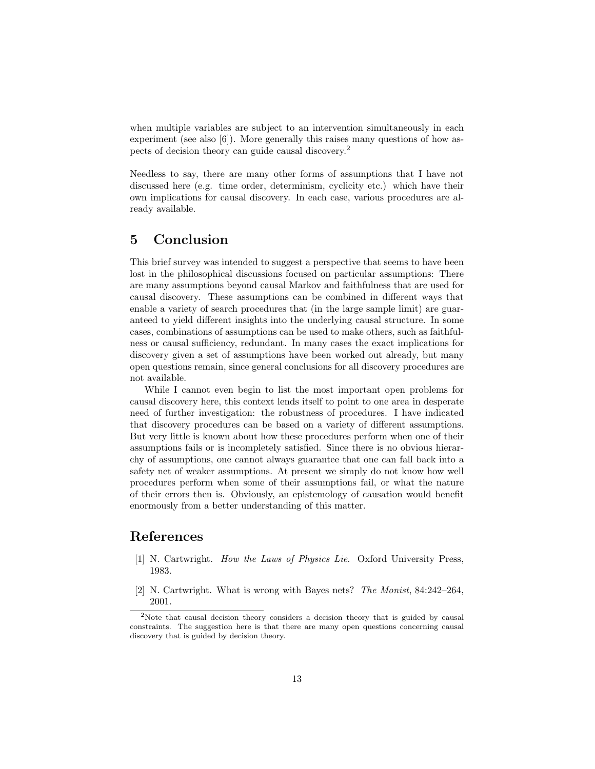when multiple variables are subject to an intervention simultaneously in each experiment (see also [6]). More generally this raises many questions of how aspects of decision theory can guide causal discovery.[2]

Needless to say, there are many other forms of assumptions that I have not discussed here (e.g. time order, determinism, cyclicity etc.) which have their own implications for causal discovery. In each case, various procedures are already available.

## 5 Conclusion

This brief survey was intended to suggest a perspective that seems to have been lost in the philosophical discussions focused on particular assumptions: There are many assumptions beyond causal Markov and faithfulness that are used for causal discovery. These assumptions can be combined in different ways that enable a variety of search procedures that (in the large sample limit) are guaranteed to yield different insights into the underlying causal structure. In some cases, combinations of assumptions can be used to make others, such as faithfulness or causal sufficiency, redundant. In many cases the exact implications for discovery given a set of assumptions have been worked out already, but many open questions remain, since general conclusions for all discovery procedures are not available.

While I cannot even begin to list the most important open problems for causal discovery here, this context lends itself to point to one area in desperate need of further investigation: the robustness of procedures. I have indicated that discovery procedures can be based on a variety of different assumptions. But very little is known about how these procedures perform when one of their assumptions fails or is incompletely satisfied. Since there is no obvious hierarchy of assumptions, one cannot always guarantee that one can fall back into a safety net of weaker assumptions. At present we simply do not know how well procedures perform when some of their assumptions fail, or what the nature of their errors then is. Obviously, an epistemology of causation would benefit enormously from a better understanding of this matter.

## References

[1] N. Cartwright. *How the Laws of Physics Lie*. Oxford University Press, 1983.

[2] N. Cartwright. What is wrong with Bayes nets? *The Monist*, 84:242–264, 2001.

[2] Note that causal decision theory considers a decision theory that is guided by causal constraints. The suggestion here is that there are many open questions concerning causal discovery that is guided by decision theory.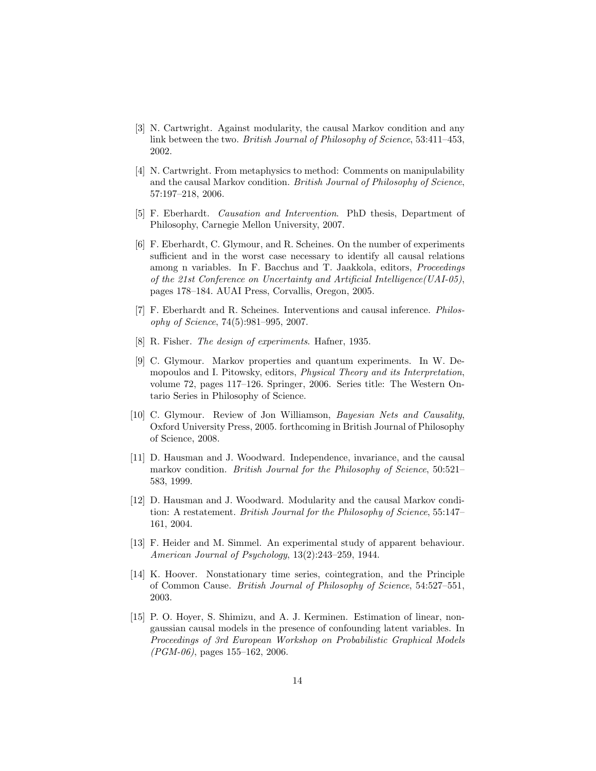[3] N. Cartwright. Against modularity, the causal Markov condition and any link between the two. *British Journal of Philosophy of Science*, 53:411–453, 2002.

[4] N. Cartwright. From metaphysics to method: Comments on manipulability and the causal Markov condition. *British Journal of Philosophy of Science*, 57:197–218, 2006.

[5] F. Eberhardt. *Causation and Intervention*. PhD thesis, Department of Philosophy, Carnegie Mellon University, 2007.

[6] F. Eberhardt, C. Glymour, and R. Scheines. On the number of experiments sufficient and in the worst case necessary to identify all causal relations among n variables. In F. Bacchus and T. Jaakkola, editors, *Proceedings of the 21st Conference on Uncertainty and Artificial Intelligence(UAI-05)*, pages 178–184. AUAI Press, Corvallis, Oregon, 2005.

[7] F. Eberhardt and R. Scheines. Interventions and causal inference. *Philosophy of Science*, 74(5):981–995, 2007.

[8] R. Fisher. *The design of experiments*. Hafner, 1935.

[9] C. Glymour. Markov properties and quantum experiments. In W. Demopoulos and I. Pitowsky, editors, *Physical Theory and its Interpretation*, volume 72, pages 117–126. Springer, 2006. Series title: The Western Ontario Series in Philosophy of Science.

[10] C. Glymour. Review of Jon Williamson, *Bayesian Nets and Causality*, Oxford University Press, 2005. forthcoming in British Journal of Philosophy of Science, 2008.

[11] D. Hausman and J. Woodward. Independence, invariance, and the causal markov condition. *British Journal for the Philosophy of Science*, 50:521–583, 1999.

[12] D. Hausman and J. Woodward. Modularity and the causal Markov condition: A restatement. *British Journal for the Philosophy of Science*, 55:147–161, 2004.

[13] F. Heider and M. Simmel. An experimental study of apparent behaviour. *American Journal of Psychology*, 13(2):243–259, 1944.

[14] K. Hoover. Nonstationary time series, cointegration, and the Principle of Common Cause. *British Journal of Philosophy of Science*, 54:527–551, 2003.

[15] P. O. Hoyer, S. Shimizu, and A. J. Kerminen. Estimation of linear, non-gaussian causal models in the presence of confounding latent variables. In *Proceedings of 3rd European Workshop on Probabilistic Graphical Models (PGM-06)*, pages 155–162, 2006.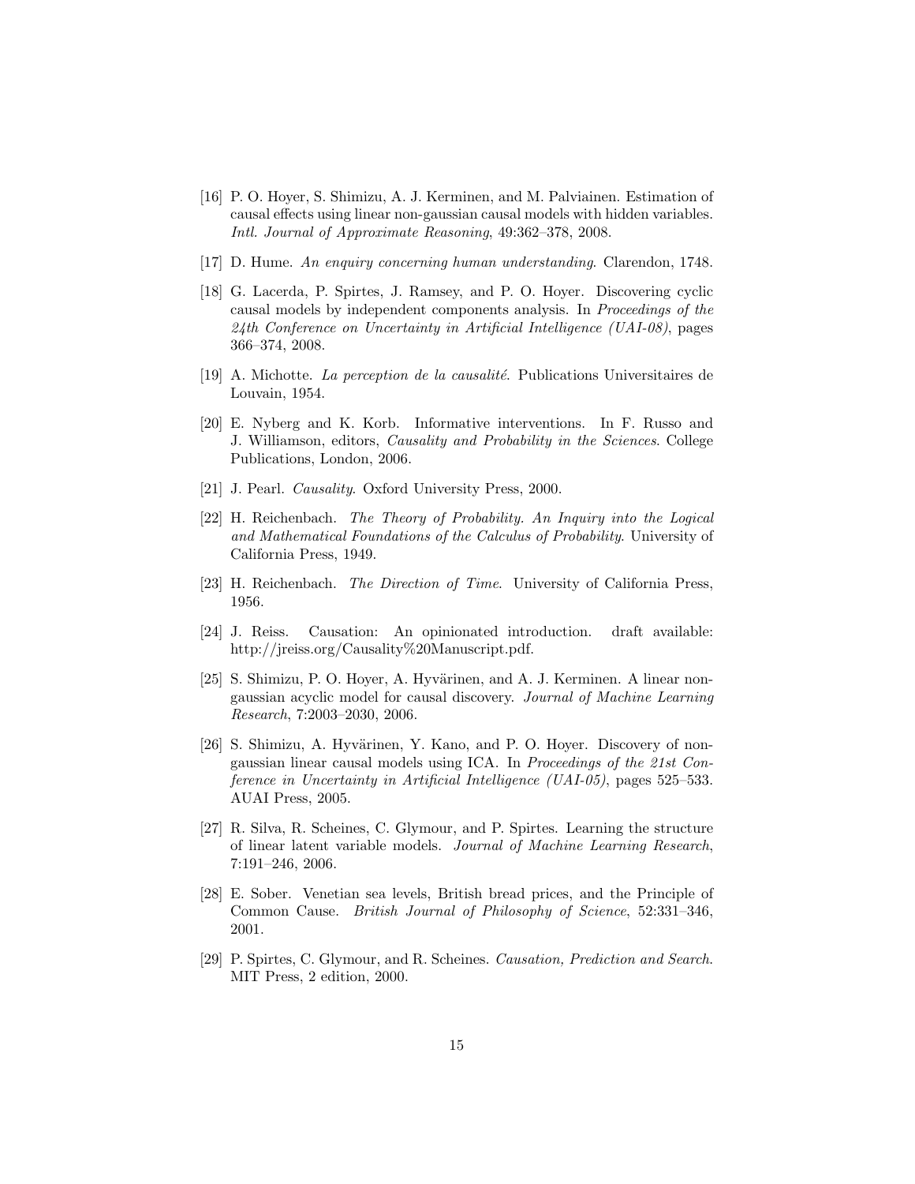[16] P. O. Hoyer, S. Shimizu, A. J. Kerminen, and M. Palviainen. Estimation of causal effects using linear non-gaussian causal models with hidden variables. *Intl. Journal of Approximate Reasoning*, 49:362–378, 2008.

[17] D. Hume. *An enquiry concerning human understanding*. Clarendon, 1748.

[18] G. Lacerda, P. Spirtes, J. Ramsey, and P. O. Hoyer. Discovering cyclic causal models by independent components analysis. In *Proceedings of the 24th Conference on Uncertainty in Artificial Intelligence (UAI-08)*, pages 366–374, 2008.

[19] A. Michotte. *La perception de la causalité*. Publications Universitaires de Louvain, 1954.

[20] E. Nyberg and K. Korb. Informative interventions. In F. Russo and J. Williamson, editors, *Causality and Probability in the Sciences*. College Publications, London, 2006.

[21] J. Pearl. *Causality*. Oxford University Press, 2000.

[22] H. Reichenbach. *The Theory of Probability. An Inquiry into the Logical and Mathematical Foundations of the Calculus of Probability*. University of California Press, 1949.

[23] H. Reichenbach. *The Direction of Time*. University of California Press, 1956.

[24] J. Reiss. Causation: An opinionated introduction. draft available: http://jreiss.org/Causality%20Manuscript.pdf.

[25] S. Shimizu, P. O. Hoyer, A. Hyvärinen, and A. J. Kerminen. A linear non-gaussian acyclic model for causal discovery. *Journal of Machine Learning Research*, 7:2003–2030, 2006.

[26] S. Shimizu, A. Hyvärinen, Y. Kano, and P. O. Hoyer. Discovery of non-gaussian linear causal models using ICA. In *Proceedings of the 21st Conference in Uncertainty in Artificial Intelligence (UAI-05)*, pages 525–533. AUAI Press, 2005.

[27] R. Silva, R. Scheines, C. Glymour, and P. Spirtes. Learning the structure of linear latent variable models. *Journal of Machine Learning Research*, 7:191–246, 2006.

[28] E. Sober. Venetian sea levels, British bread prices, and the Principle of Common Cause. *British Journal of Philosophy of Science*, 52:331–346, 2001.

[29] P. Spirtes, C. Glymour, and R. Scheines. *Causation, Prediction and Search*. MIT Press, 2 edition, 2000.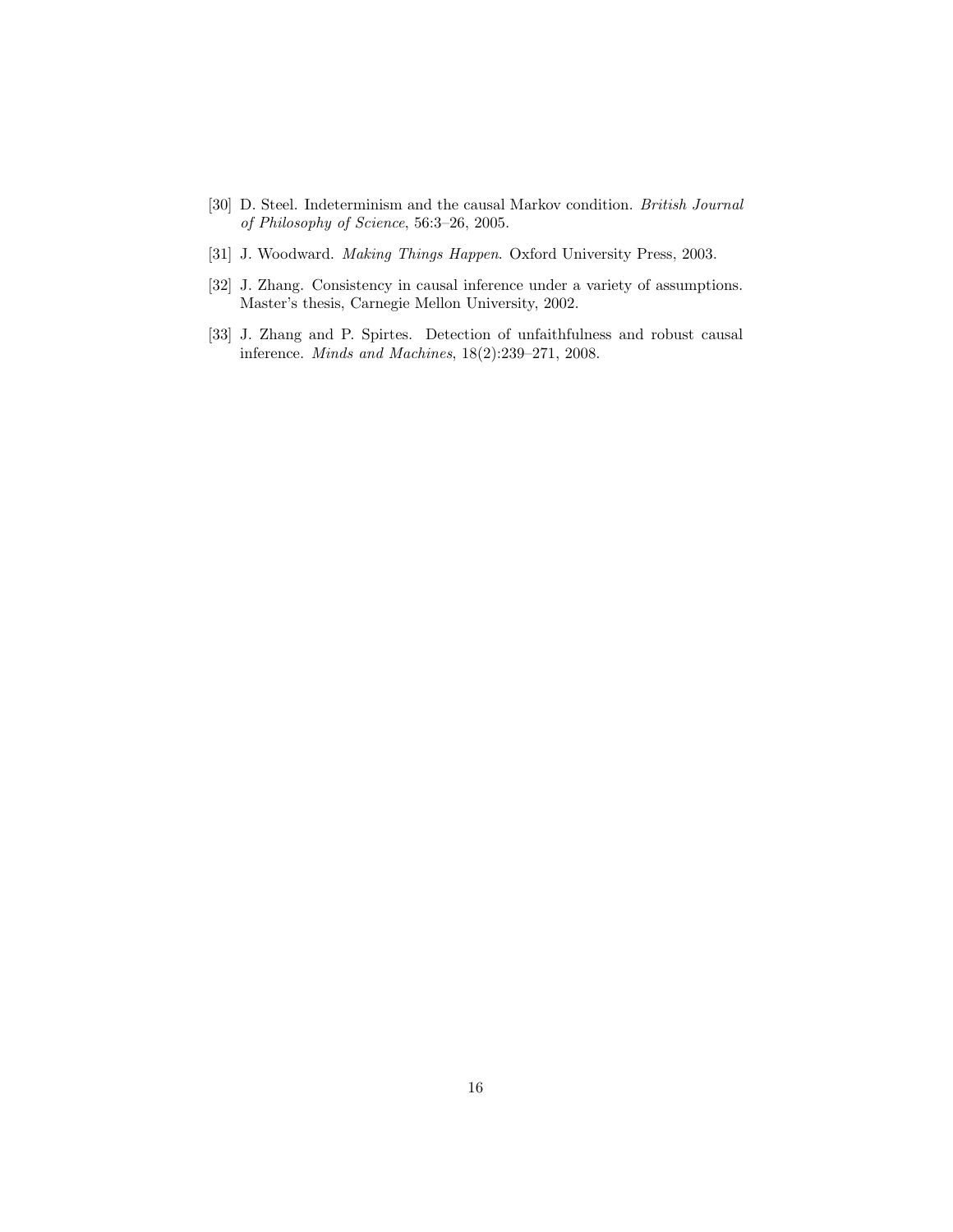[30] D. Steel. Indeterminism and the causal Markov condition. *British Journal of Philosophy of Science*, 56:3–26, 2005.

[31] J. Woodward. *Making Things Happen*. Oxford University Press, 2003.

[32] J. Zhang. Consistency in causal inference under a variety of assumptions. Master's thesis, Carnegie Mellon University, 2002.

[33] J. Zhang and P. Spirtes. Detection of unfaithfulness and robust causal inference. *Minds and Machines*, 18(2):239–271, 2008.